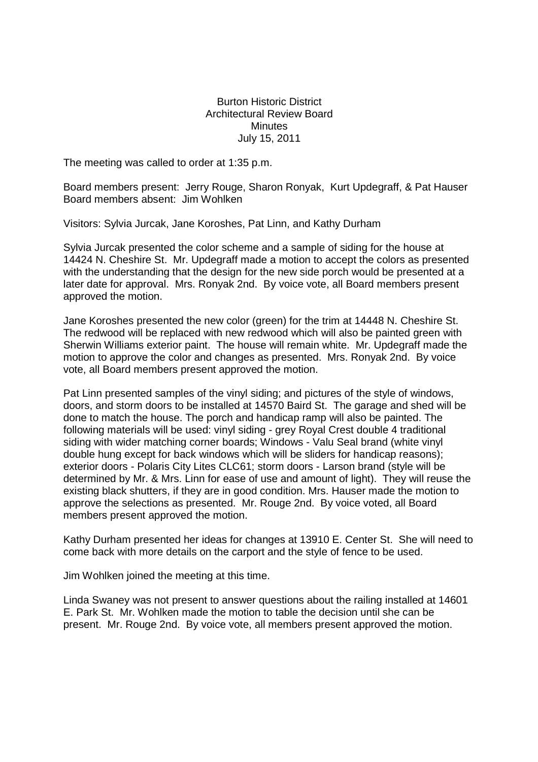# Burton Historic District
## Architectural Review Board
## Minutes
## July 15, 2011

The meeting was called to order at 1:35 p.m.

Board members present: Jerry Rouge, Sharon Ronyak, Kurt Updegraff, & Pat Hauser
Board members absent: Jim Wohlken

Visitors: Sylvia Jurcak, Jane Koroshes, Pat Linn, and Kathy Durham

Sylvia Jurcak presented the color scheme and a sample of siding for the house at 14424 N. Cheshire St. Mr. Updegraff made a motion to accept the colors as presented with the understanding that the design for the new side porch would be presented at a later date for approval. Mrs. Ronyak 2nd. By voice vote, all Board members present approved the motion.

Jane Koroshes presented the new color (green) for the trim at 14448 N. Cheshire St. The redwood will be replaced with new redwood which will also be painted green with Sherwin Williams exterior paint. The house will remain white. Mr. Updegraff made the motion to approve the color and changes as presented. Mrs. Ronyak 2nd. By voice vote, all Board members present approved the motion.

Pat Linn presented samples of the vinyl siding; and pictures of the style of windows, doors, and storm doors to be installed at 14570 Baird St. The garage and shed will be done to match the house. The porch and handicap ramp will also be painted. The following materials will be used: vinyl siding - grey Royal Crest double 4 traditional siding with wider matching corner boards; Windows - Valu Seal brand (white vinyl double hung except for back windows which will be sliders for handicap reasons); exterior doors - Polaris City Lites CLC61; storm doors - Larson brand (style will be determined by Mr. & Mrs. Linn for ease of use and amount of light). They will reuse the existing black shutters, if they are in good condition. Mrs. Hauser made the motion to approve the selections as presented. Mr. Rouge 2nd. By voice voted, all Board members present approved the motion.

Kathy Durham presented her ideas for changes at 13910 E. Center St. She will need to come back with more details on the carport and the style of fence to be used.

Jim Wohlken joined the meeting at this time.

Linda Swaney was not present to answer questions about the railing installed at 14601 E. Park St. Mr. Wohlken made the motion to table the decision until she can be present. Mr. Rouge 2nd. By voice vote, all members present approved the motion.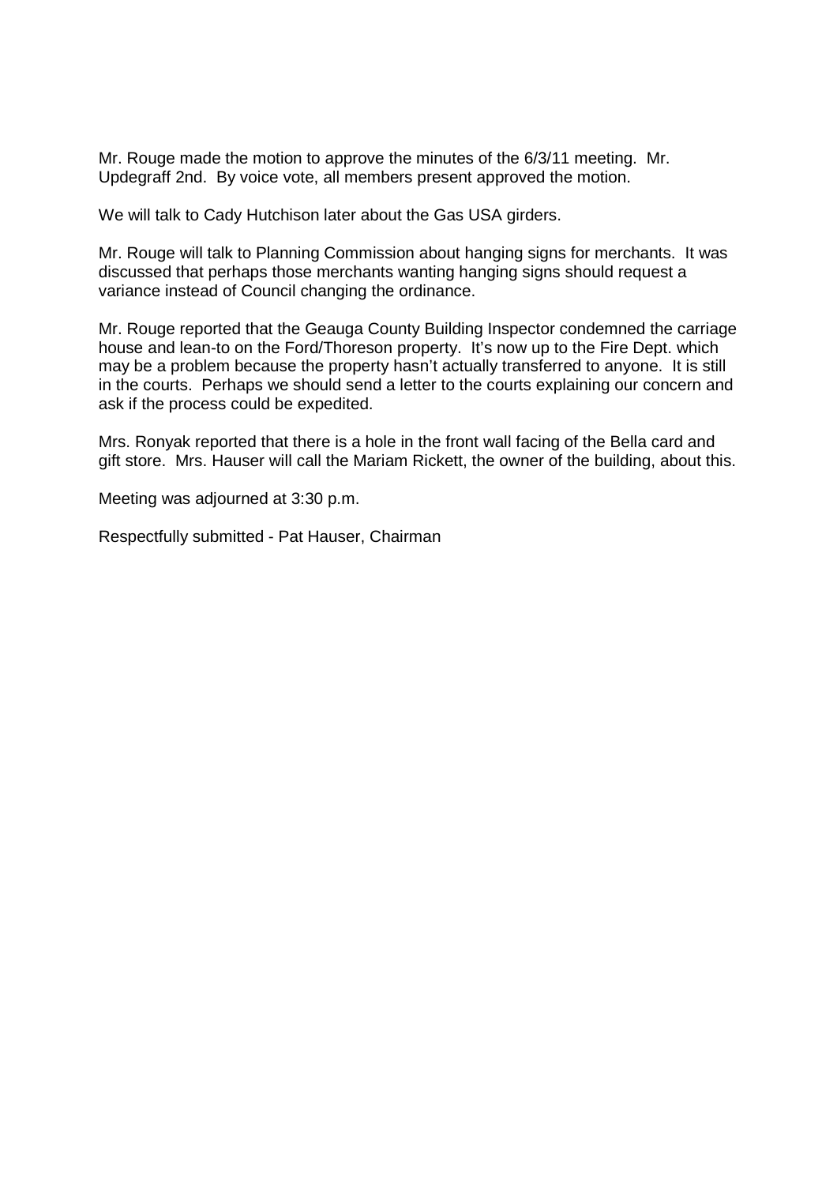Mr. Rouge made the motion to approve the minutes of the 6/3/11 meeting. Mr. Updegraff 2nd. By voice vote, all members present approved the motion.

We will talk to Cady Hutchison later about the Gas USA girders.

Mr. Rouge will talk to Planning Commission about hanging signs for merchants. It was discussed that perhaps those merchants wanting hanging signs should request a variance instead of Council changing the ordinance.

Mr. Rouge reported that the Geauga County Building Inspector condemned the carriage house and lean-to on the Ford/Thoreson property. It's now up to the Fire Dept. which may be a problem because the property hasn't actually transferred to anyone. It is still in the courts. Perhaps we should send a letter to the courts explaining our concern and ask if the process could be expedited.

Mrs. Ronyak reported that there is a hole in the front wall facing of the Bella card and gift store. Mrs. Hauser will call the Mariam Rickett, the owner of the building, about this.

Meeting was adjourned at 3:30 p.m.

Respectfully submitted - Pat Hauser, Chairman